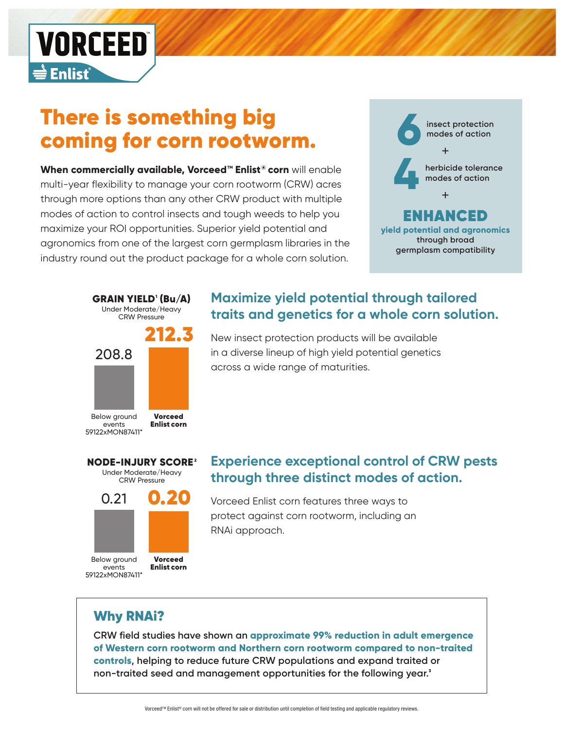# VORCEED™ Enlist®

# There is something big coming for corn rootworm.

**When commercially available, Vorceed™ Enlist® corn** will enable multi-year flexibility to manage your corn rootworm (CRW) acres through more options than any other CRW product with multiple modes of action to control insects and tough weeds to help you maximize your ROI opportunities. Superior yield potential and agronomics from one of the largest corn germplasm libraries in the industry round out the product package for a whole corn solution.

**6** insect protection modes of action

\+

**4** herbicide tolerance modes of action

\+

**ENHANCED**
**yield potential and agronomics** through broad germplasm compatibility

**GRAIN YIELD[1] (Bu/A)**
Under Moderate/Heavy CRW Pressure

| Below ground events 59122xMON87411* | Vorceed Enlist corn |
|---|---|
| 208.8 | 212.3 |

## Maximize yield potential through tailored traits and genetics for a whole corn solution.

New insect protection products will be available in a diverse lineup of high yield potential genetics across a wide range of maturities.

**NODE-INJURY SCORE[2]**
Under Moderate/Heavy CRW Pressure

| Below ground events 59122xMON87411* | Vorceed Enlist corn |
|---|---|
| 0.21 | 0.20 |

## Experience exceptional control of CRW pests through three distinct modes of action.

Vorceed Enlist corn features three ways to protect against corn rootworm, including an RNAi approach.

## Why RNAi?

CRW field studies have shown an **approximate 99% reduction in adult emergence of Western corn rootworm and Northern corn rootworm compared to non-traited controls**, helping to reduce future CRW populations and expand traited or non-traited seed and management opportunities for the following year.[3]

Vorceed™ Enlist® corn will not be offered for sale or distribution until completion of field testing and applicable regulatory reviews.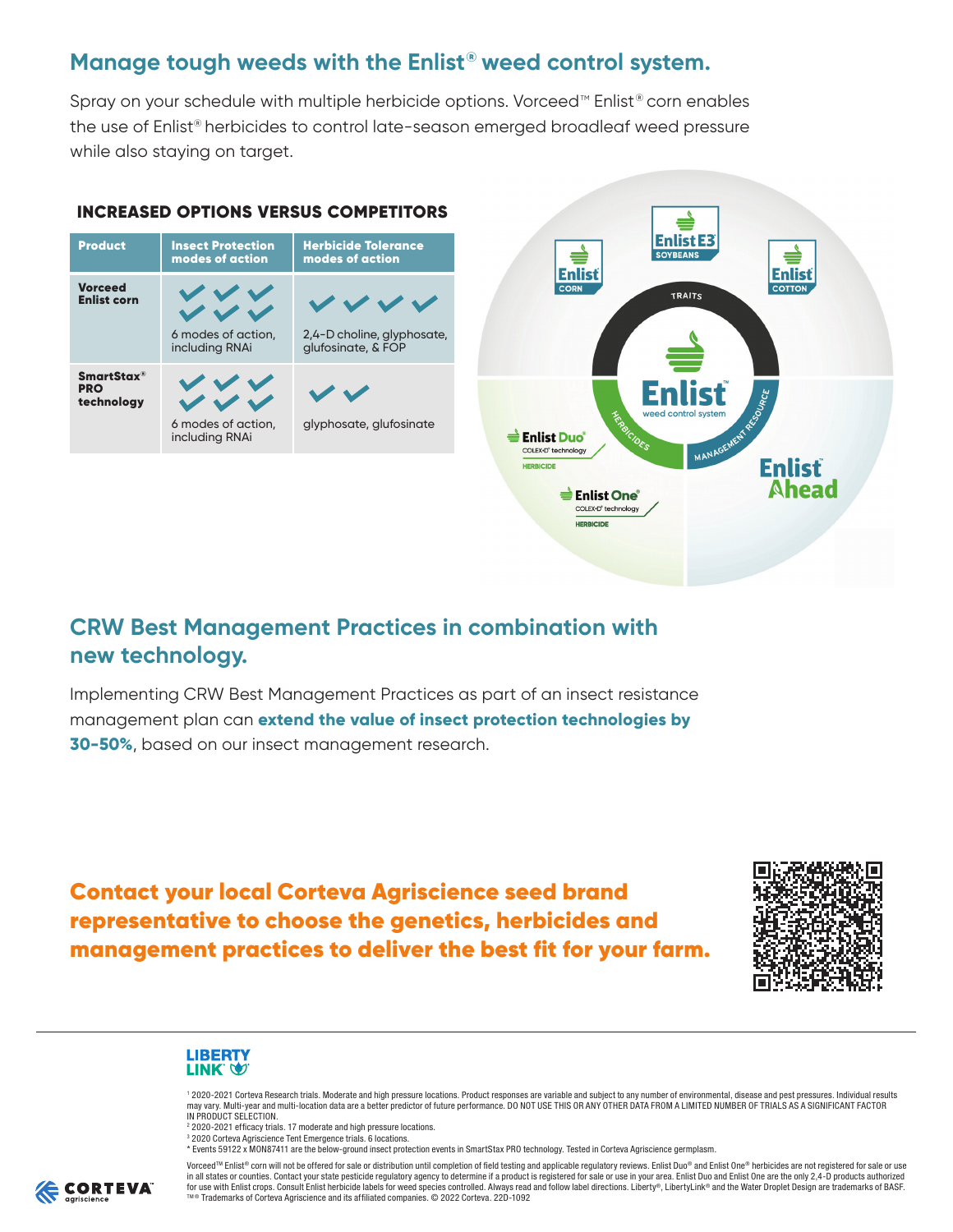## Manage tough weeds with the Enlist® weed control system.

Spray on your schedule with multiple herbicide options. Vorceed™ Enlist® corn enables the use of Enlist® herbicides to control late-season emerged broadleaf weed pressure while also staying on target.

### INCREASED OPTIONS VERSUS COMPETITORS

| Product | Insect Protection modes of action | Herbicide Tolerance modes of action |
|---|---|---|
| Vorceed Enlist corn | ✓✓✓✓✓✓ 6 modes of action, including RNAi | ✓✓✓✓ 2,4-D choline, glyphosate, glufosinate, & FOP |
| SmartStax® PRO technology | ✓✓✓✓✓✓ 6 modes of action, including RNAi | ✓✓ glyphosate, glufosinate |

Enlist E3 SOYBEANS
Enlist CORN
Enlist COTTON
TRAITS
Enlist weed control system
HERBICIDES
MANAGEMENT RESOURCE
Enlist Duo® COLEX-D® technology HERBICIDE
Enlist One® COLEX-D® technology HERBICIDE
Enlist Ahead

## CRW Best Management Practices in combination with new technology.

Implementing CRW Best Management Practices as part of an insect resistance management plan can **extend the value of insect protection technologies by 30-50%**, based on our insect management research.

**Contact your local Corteva Agriscience seed brand representative to choose the genetics, herbicides and management practices to deliver the best fit for your farm.**

LIBERTY LINK

[1] 2020-2021 Corteva Research trials. Moderate and high pressure locations. Product responses are variable and subject to any number of environmental, disease and pest pressures. Individual results may vary. Multi-year and multi-location data are a better predictor of future performance. DO NOT USE THIS OR ANY OTHER DATA FROM A LIMITED NUMBER OF TRIALS AS A SIGNIFICANT FACTOR IN PRODUCT SELECTION.
[2] 2020-2021 efficacy trials. 17 moderate and high pressure locations.
[3] 2020 Corteva Agriscience Tent Emergence trials. 6 locations.
* Events 59122 x MON87411 are the below-ground insect protection events in SmartStax PRO technology. Tested in Corteva Agriscience germplasm.

Vorceed™ Enlist® corn will not be offered for sale or distribution until completion of field testing and applicable regulatory reviews. Enlist Duo® and Enlist One® herbicides are not registered for sale or use in all states or counties. Contact your state pesticide regulatory agency to determine if a product is registered for sale or use in your area. Enlist Duo and Enlist One are the only 2,4-D products authorized for use with Enlist crops. Consult Enlist herbicide labels for weed species controlled. Always read and follow label directions. Liberty®, LibertyLink® and the Water Droplet Design are trademarks of BASF. ™® Trademarks of Corteva Agriscience and its affiliated companies. © 2022 Corteva. 22D-1092

CORTEVA agriscience